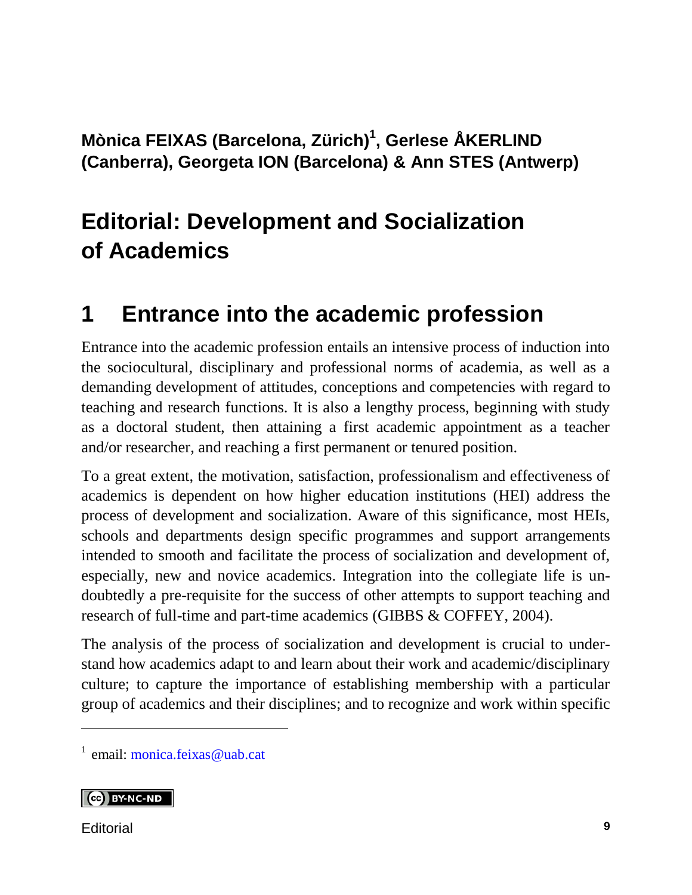**Mònica FEIXAS (Barcelona, Zürich)[1], Gerlese ÅKERLIND (Canberra), Georgeta ION (Barcelona) & Ann STES (Antwerp)**

# Editorial: Development and Socialization of Academics

## 1 Entrance into the academic profession

Entrance into the academic profession entails an intensive process of induction into the sociocultural, disciplinary and professional norms of academia, as well as a demanding development of attitudes, conceptions and competencies with regard to teaching and research functions. It is also a lengthy process, beginning with study as a doctoral student, then attaining a first academic appointment as a teacher and/or researcher, and reaching a first permanent or tenured position.

To a great extent, the motivation, satisfaction, professionalism and effectiveness of academics is dependent on how higher education institutions (HEI) address the process of development and socialization. Aware of this significance, most HEIs, schools and departments design specific programmes and support arrangements intended to smooth and facilitate the process of socialization and development of, especially, new and novice academics. Integration into the collegiate life is undoubtedly a pre-requisite for the success of other attempts to support teaching and research of full-time and part-time academics (GIBBS & COFFEY, 2004).

The analysis of the process of socialization and development is crucial to understand how academics adapt to and learn about their work and academic/disciplinary culture; to capture the importance of establishing membership with a particular group of academics and their disciplines; and to recognize and work within specific

---

[1] email: monica.feixas@uab.cat

CC BY-NC-ND

Editorial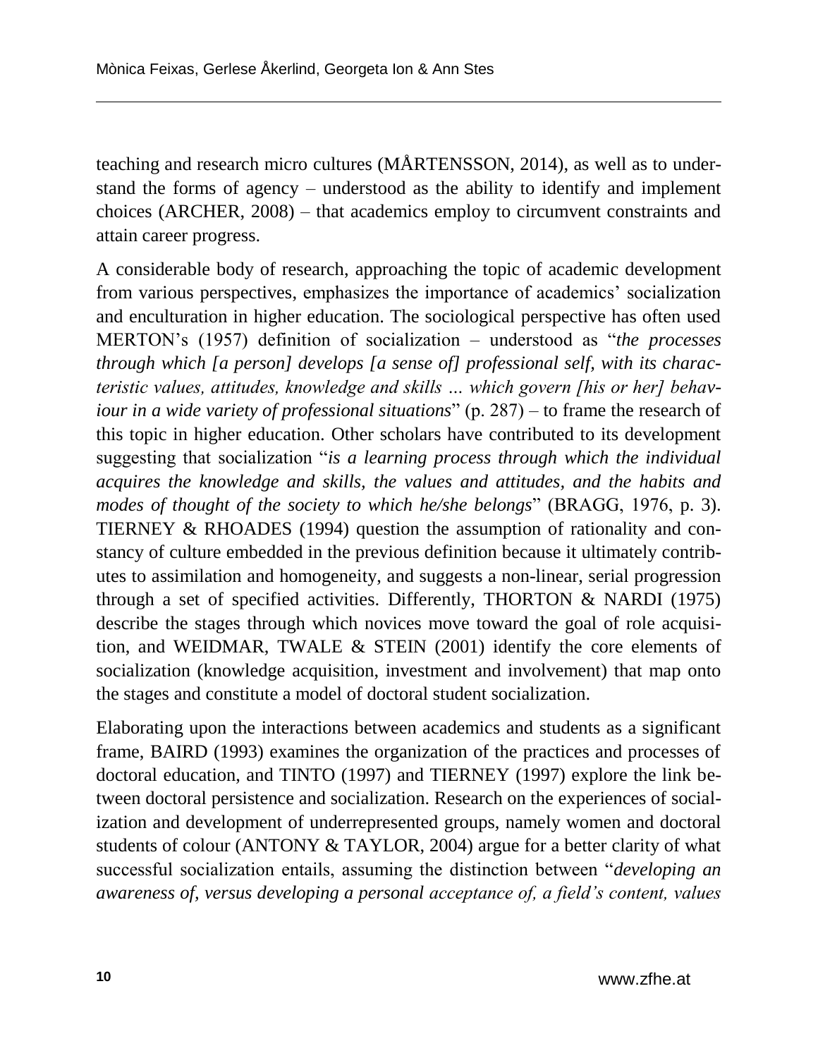teaching and research micro cultures (MÅRTENSSON, 2014), as well as to understand the forms of agency – understood as the ability to identify and implement choices (ARCHER, 2008) – that academics employ to circumvent constraints and attain career progress.

A considerable body of research, approaching the topic of academic development from various perspectives, emphasizes the importance of academics' socialization and enculturation in higher education. The sociological perspective has often used MERTON's (1957) definition of socialization – understood as "*the processes through which [a person] develops [a sense of] professional self, with its characteristic values, attitudes, knowledge and skills … which govern [his or her] behaviour in a wide variety of professional situations*" (p. 287) – to frame the research of this topic in higher education. Other scholars have contributed to its development suggesting that socialization "*is a learning process through which the individual acquires the knowledge and skills, the values and attitudes, and the habits and modes of thought of the society to which he/she belongs*" (BRAGG, 1976, p. 3). TIERNEY & RHOADES (1994) question the assumption of rationality and constancy of culture embedded in the previous definition because it ultimately contributes to assimilation and homogeneity, and suggests a non-linear, serial progression through a set of specified activities. Differently, THORTON & NARDI (1975) describe the stages through which novices move toward the goal of role acquisition, and WEIDMAR, TWALE & STEIN (2001) identify the core elements of socialization (knowledge acquisition, investment and involvement) that map onto the stages and constitute a model of doctoral student socialization.

Elaborating upon the interactions between academics and students as a significant frame, BAIRD (1993) examines the organization of the practices and processes of doctoral education, and TINTO (1997) and TIERNEY (1997) explore the link between doctoral persistence and socialization. Research on the experiences of socialization and development of underrepresented groups, namely women and doctoral students of colour (ANTONY & TAYLOR, 2004) argue for a better clarity of what successful socialization entails, assuming the distinction between "*developing an awareness of, versus developing a personal acceptance of, a field's content, values*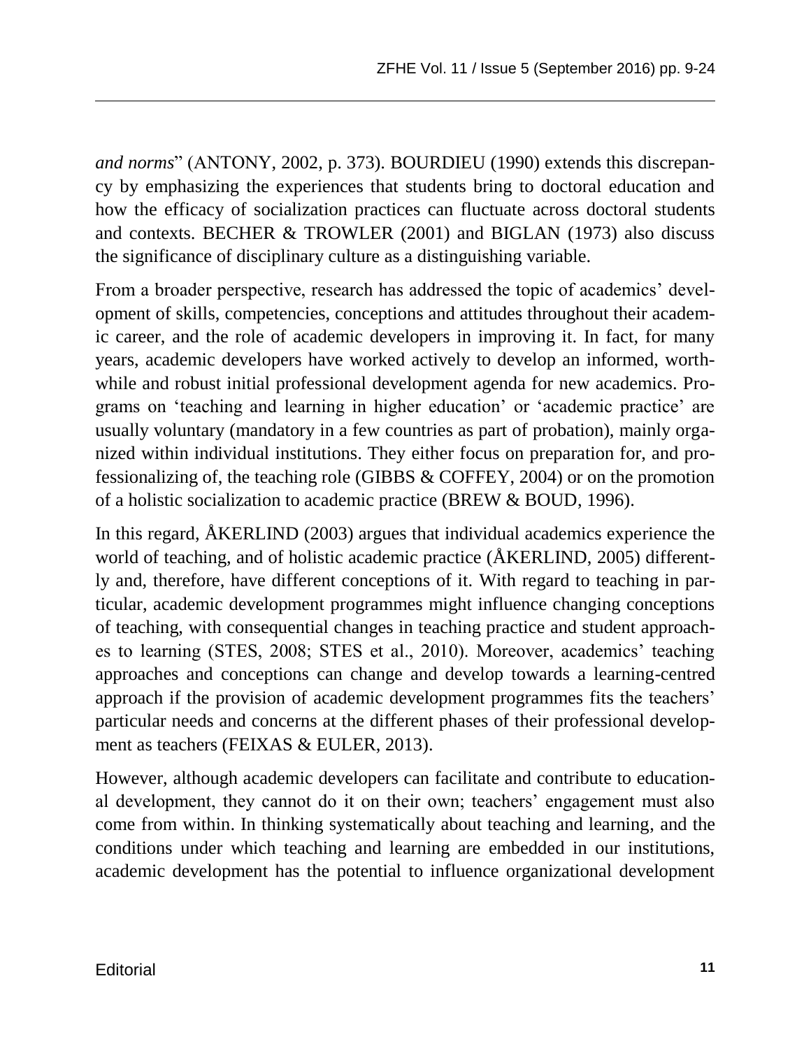*and norms*" (ANTONY, 2002, p. 373). BOURDIEU (1990) extends this discrepancy by emphasizing the experiences that students bring to doctoral education and how the efficacy of socialization practices can fluctuate across doctoral students and contexts. BECHER & TROWLER (2001) and BIGLAN (1973) also discuss the significance of disciplinary culture as a distinguishing variable.

From a broader perspective, research has addressed the topic of academics' development of skills, competencies, conceptions and attitudes throughout their academic career, and the role of academic developers in improving it. In fact, for many years, academic developers have worked actively to develop an informed, worthwhile and robust initial professional development agenda for new academics. Programs on 'teaching and learning in higher education' or 'academic practice' are usually voluntary (mandatory in a few countries as part of probation), mainly organized within individual institutions. They either focus on preparation for, and professionalizing of, the teaching role (GIBBS & COFFEY, 2004) or on the promotion of a holistic socialization to academic practice (BREW & BOUD, 1996).

In this regard, ÅKERLIND (2003) argues that individual academics experience the world of teaching, and of holistic academic practice (ÅKERLIND, 2005) differently and, therefore, have different conceptions of it. With regard to teaching in particular, academic development programmes might influence changing conceptions of teaching, with consequential changes in teaching practice and student approaches to learning (STES, 2008; STES et al., 2010). Moreover, academics' teaching approaches and conceptions can change and develop towards a learning-centred approach if the provision of academic development programmes fits the teachers' particular needs and concerns at the different phases of their professional development as teachers (FEIXAS & EULER, 2013).

However, although academic developers can facilitate and contribute to educational development, they cannot do it on their own; teachers' engagement must also come from within. In thinking systematically about teaching and learning, and the conditions under which teaching and learning are embedded in our institutions, academic development has the potential to influence organizational development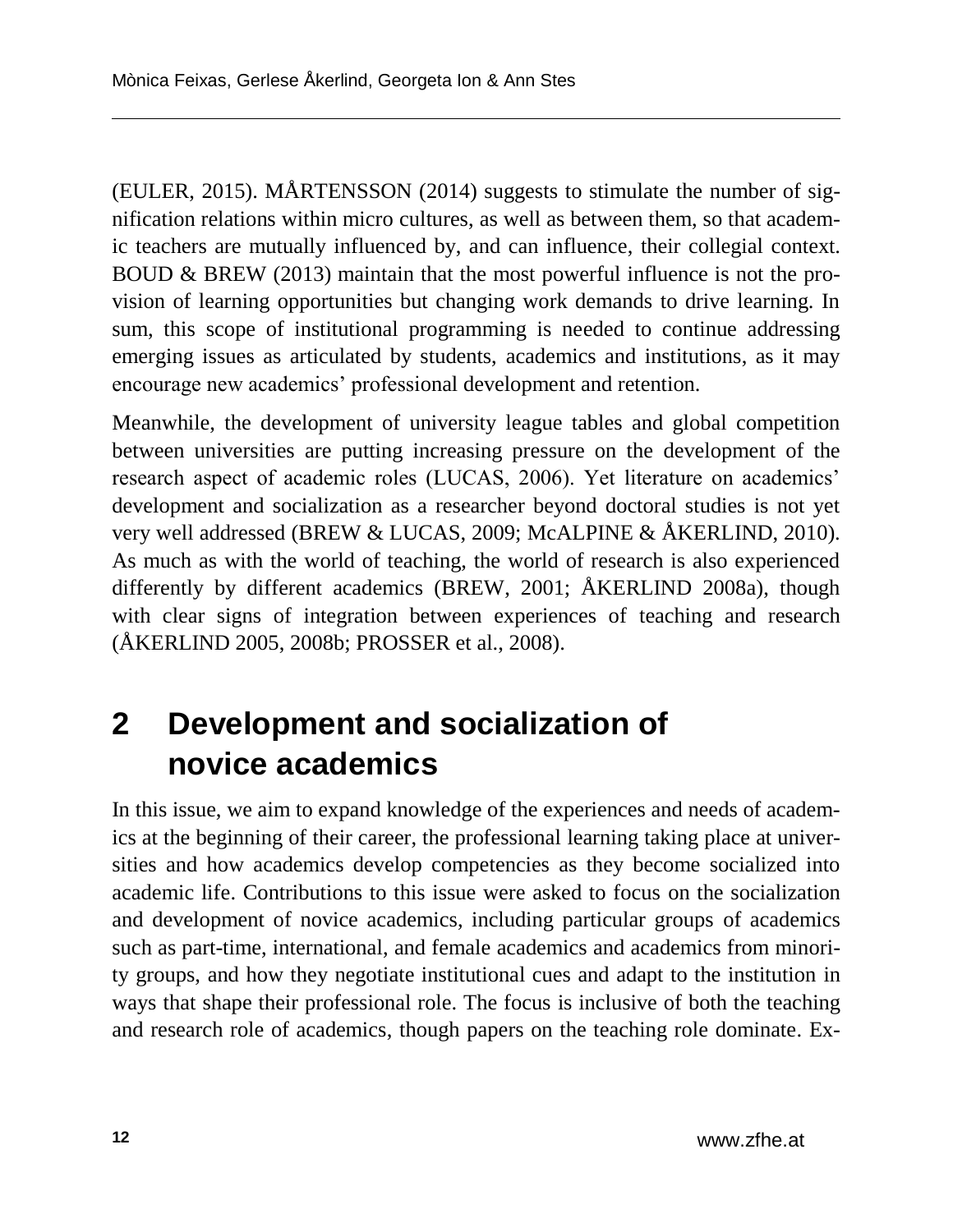(EULER, 2015). MÅRTENSSON (2014) suggests to stimulate the number of signification relations within micro cultures, as well as between them, so that academic teachers are mutually influenced by, and can influence, their collegial context. BOUD & BREW (2013) maintain that the most powerful influence is not the provision of learning opportunities but changing work demands to drive learning. In sum, this scope of institutional programming is needed to continue addressing emerging issues as articulated by students, academics and institutions, as it may encourage new academics' professional development and retention.

Meanwhile, the development of university league tables and global competition between universities are putting increasing pressure on the development of the research aspect of academic roles (LUCAS, 2006). Yet literature on academics' development and socialization as a researcher beyond doctoral studies is not yet very well addressed (BREW & LUCAS, 2009; McALPINE & ÅKERLIND, 2010). As much as with the world of teaching, the world of research is also experienced differently by different academics (BREW, 2001; ÅKERLIND 2008a), though with clear signs of integration between experiences of teaching and research (ÅKERLIND 2005, 2008b; PROSSER et al., 2008).

# 2 Development and socialization of novice academics

In this issue, we aim to expand knowledge of the experiences and needs of academics at the beginning of their career, the professional learning taking place at universities and how academics develop competencies as they become socialized into academic life. Contributions to this issue were asked to focus on the socialization and development of novice academics, including particular groups of academics such as part-time, international, and female academics and academics from minority groups, and how they negotiate institutional cues and adapt to the institution in ways that shape their professional role. The focus is inclusive of both the teaching and research role of academics, though papers on the teaching role dominate. Ex-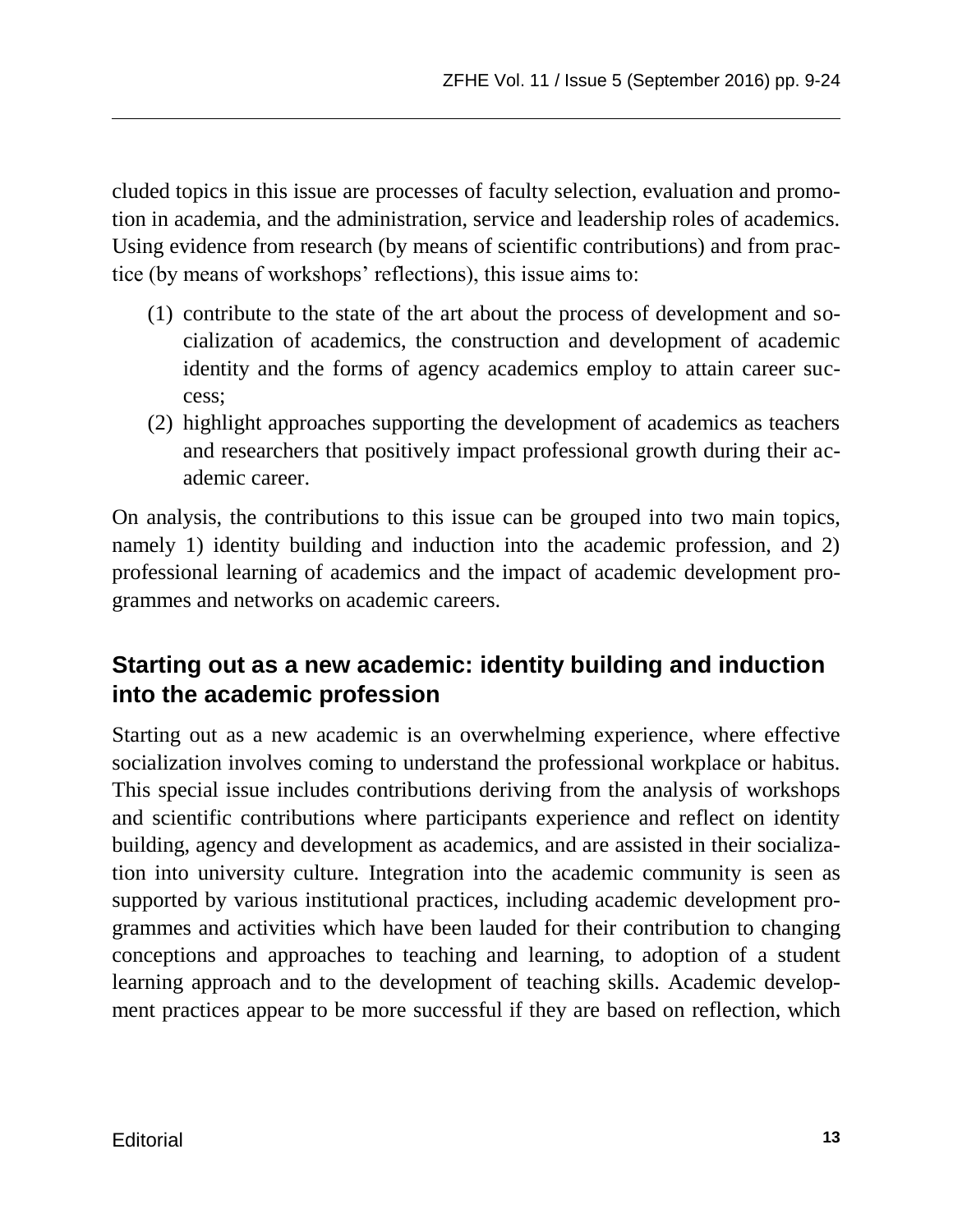cluded topics in this issue are processes of faculty selection, evaluation and promotion in academia, and the administration, service and leadership roles of academics. Using evidence from research (by means of scientific contributions) and from practice (by means of workshops' reflections), this issue aims to:

(1) contribute to the state of the art about the process of development and socialization of academics, the construction and development of academic identity and the forms of agency academics employ to attain career success;

(2) highlight approaches supporting the development of academics as teachers and researchers that positively impact professional growth during their academic career.

On analysis, the contributions to this issue can be grouped into two main topics, namely 1) identity building and induction into the academic profession, and 2) professional learning of academics and the impact of academic development programmes and networks on academic careers.

## Starting out as a new academic: identity building and induction into the academic profession

Starting out as a new academic is an overwhelming experience, where effective socialization involves coming to understand the professional workplace or habitus. This special issue includes contributions deriving from the analysis of workshops and scientific contributions where participants experience and reflect on identity building, agency and development as academics, and are assisted in their socialization into university culture. Integration into the academic community is seen as supported by various institutional practices, including academic development programmes and activities which have been lauded for their contribution to changing conceptions and approaches to teaching and learning, to adoption of a student learning approach and to the development of teaching skills. Academic development practices appear to be more successful if they are based on reflection, which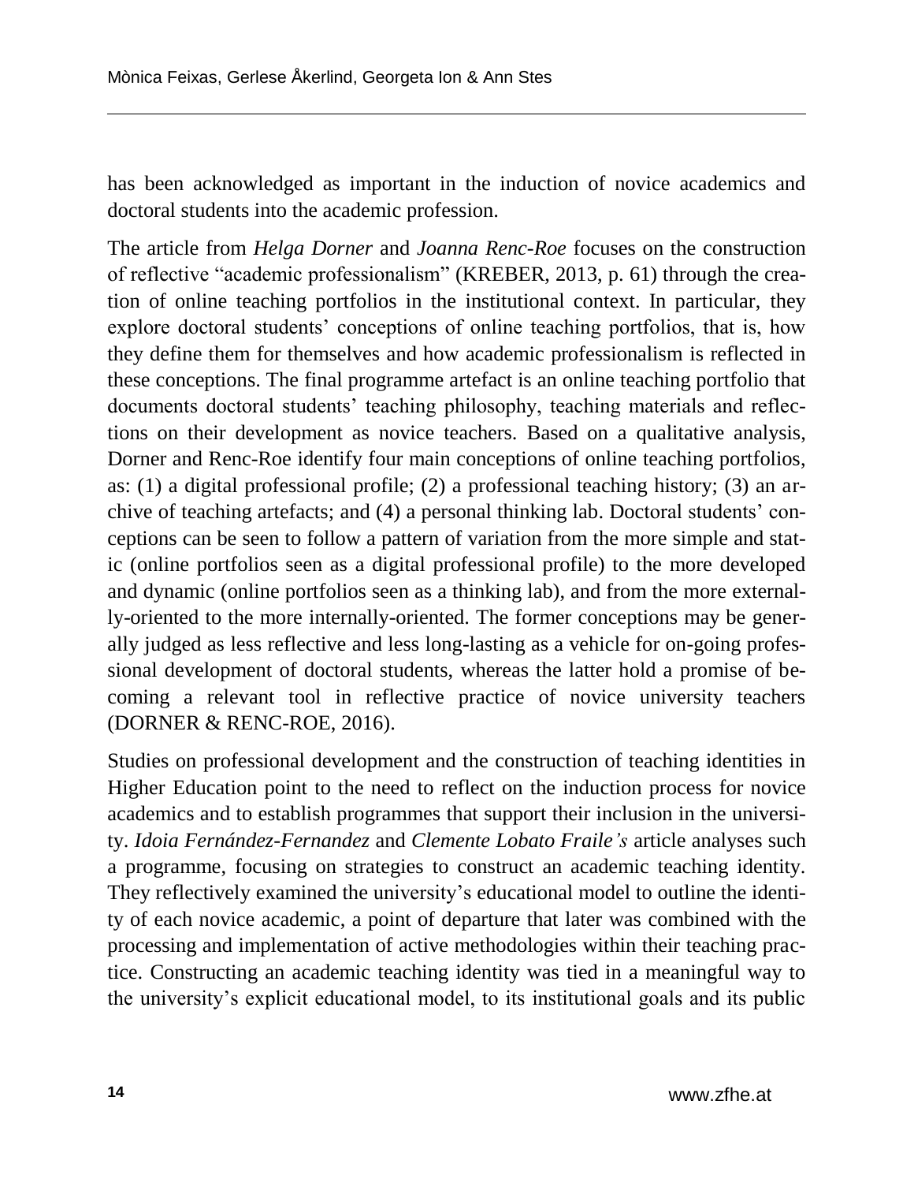has been acknowledged as important in the induction of novice academics and doctoral students into the academic profession.

The article from *Helga Dorner* and *Joanna Renc-Roe* focuses on the construction of reflective "academic professionalism" (KREBER, 2013, p. 61) through the creation of online teaching portfolios in the institutional context. In particular, they explore doctoral students' conceptions of online teaching portfolios, that is, how they define them for themselves and how academic professionalism is reflected in these conceptions. The final programme artefact is an online teaching portfolio that documents doctoral students' teaching philosophy, teaching materials and reflections on their development as novice teachers. Based on a qualitative analysis, Dorner and Renc-Roe identify four main conceptions of online teaching portfolios, as: (1) a digital professional profile; (2) a professional teaching history; (3) an archive of teaching artefacts; and (4) a personal thinking lab. Doctoral students' conceptions can be seen to follow a pattern of variation from the more simple and static (online portfolios seen as a digital professional profile) to the more developed and dynamic (online portfolios seen as a thinking lab), and from the more externally-oriented to the more internally-oriented. The former conceptions may be generally judged as less reflective and less long-lasting as a vehicle for on-going professional development of doctoral students, whereas the latter hold a promise of becoming a relevant tool in reflective practice of novice university teachers (DORNER & RENC-ROE, 2016).

Studies on professional development and the construction of teaching identities in Higher Education point to the need to reflect on the induction process for novice academics and to establish programmes that support their inclusion in the university. *Idoia Fernández-Fernandez* and *Clemente Lobato Fraile's* article analyses such a programme, focusing on strategies to construct an academic teaching identity. They reflectively examined the university's educational model to outline the identity of each novice academic, a point of departure that later was combined with the processing and implementation of active methodologies within their teaching practice. Constructing an academic teaching identity was tied in a meaningful way to the university's explicit educational model, to its institutional goals and its public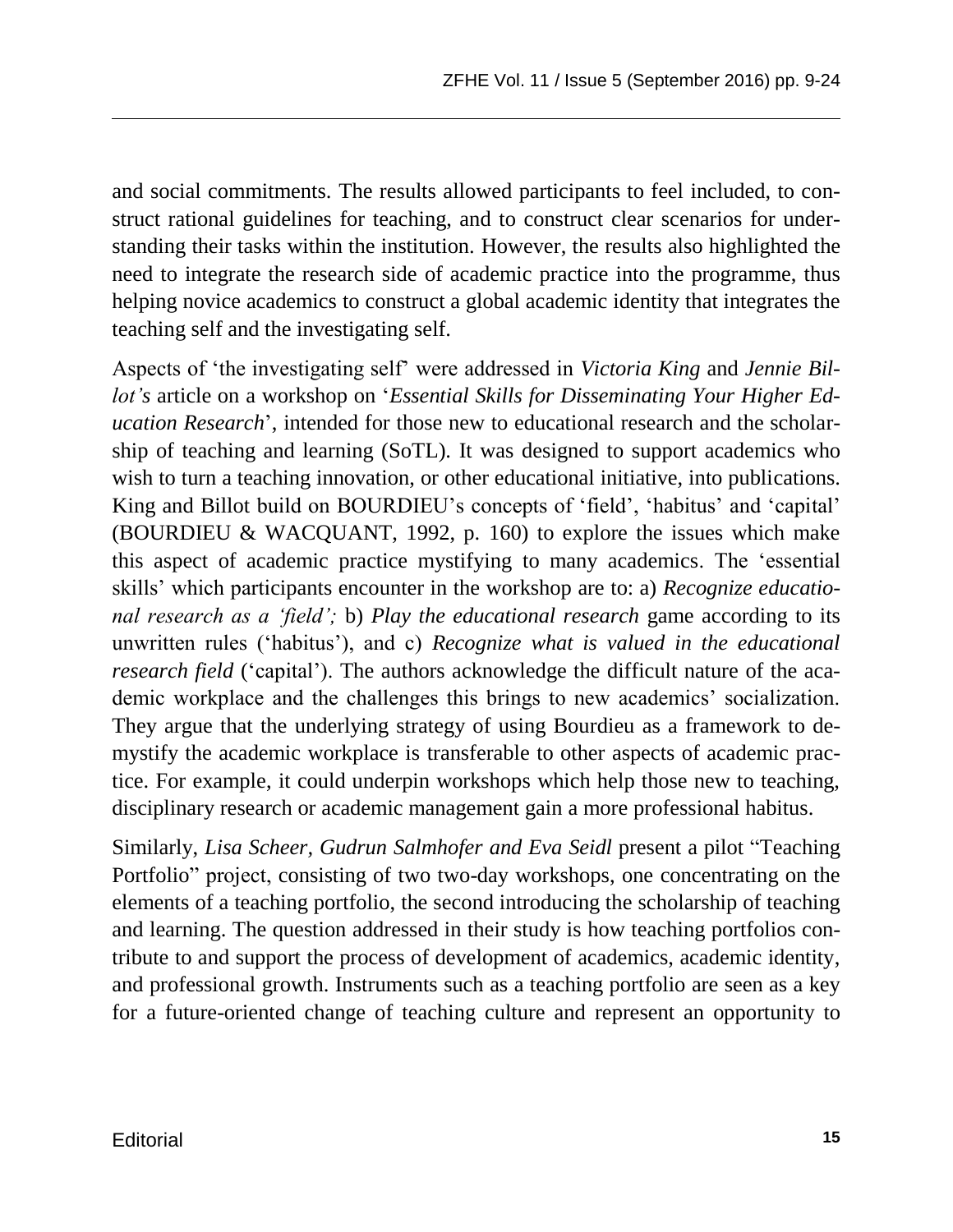and social commitments. The results allowed participants to feel included, to construct rational guidelines for teaching, and to construct clear scenarios for understanding their tasks within the institution. However, the results also highlighted the need to integrate the research side of academic practice into the programme, thus helping novice academics to construct a global academic identity that integrates the teaching self and the investigating self.

Aspects of 'the investigating self' were addressed in *Victoria King* and *Jennie Billot's* article on a workshop on '*Essential Skills for Disseminating Your Higher Education Research*', intended for those new to educational research and the scholarship of teaching and learning (SoTL). It was designed to support academics who wish to turn a teaching innovation, or other educational initiative, into publications. King and Billot build on BOURDIEU's concepts of 'field', 'habitus' and 'capital' (BOURDIEU & WACQUANT, 1992, p. 160) to explore the issues which make this aspect of academic practice mystifying to many academics. The 'essential skills' which participants encounter in the workshop are to: a) *Recognize educational research as a 'field';* b) *Play the educational research* game according to its unwritten rules ('habitus'), and c) *Recognize what is valued in the educational research field* ('capital'). The authors acknowledge the difficult nature of the academic workplace and the challenges this brings to new academics' socialization. They argue that the underlying strategy of using Bourdieu as a framework to demystify the academic workplace is transferable to other aspects of academic practice. For example, it could underpin workshops which help those new to teaching, disciplinary research or academic management gain a more professional habitus.

Similarly, *Lisa Scheer, Gudrun Salmhofer and Eva Seidl* present a pilot "Teaching Portfolio" project, consisting of two two-day workshops, one concentrating on the elements of a teaching portfolio, the second introducing the scholarship of teaching and learning. The question addressed in their study is how teaching portfolios contribute to and support the process of development of academics, academic identity, and professional growth. Instruments such as a teaching portfolio are seen as a key for a future-oriented change of teaching culture and represent an opportunity to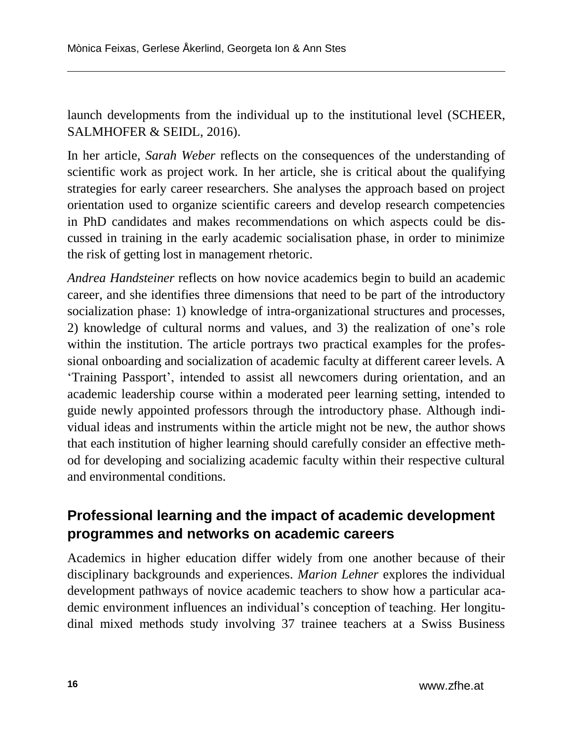launch developments from the individual up to the institutional level (SCHEER, SALMHOFER & SEIDL, 2016).

In her article, *Sarah Weber* reflects on the consequences of the understanding of scientific work as project work. In her article, she is critical about the qualifying strategies for early career researchers. She analyses the approach based on project orientation used to organize scientific careers and develop research competencies in PhD candidates and makes recommendations on which aspects could be discussed in training in the early academic socialisation phase, in order to minimize the risk of getting lost in management rhetoric.

*Andrea Handsteiner* reflects on how novice academics begin to build an academic career, and she identifies three dimensions that need to be part of the introductory socialization phase: 1) knowledge of intra-organizational structures and processes, 2) knowledge of cultural norms and values, and 3) the realization of one's role within the institution. The article portrays two practical examples for the professional onboarding and socialization of academic faculty at different career levels. A 'Training Passport', intended to assist all newcomers during orientation, and an academic leadership course within a moderated peer learning setting, intended to guide newly appointed professors through the introductory phase. Although individual ideas and instruments within the article might not be new, the author shows that each institution of higher learning should carefully consider an effective method for developing and socializing academic faculty within their respective cultural and environmental conditions.

## Professional learning and the impact of academic development programmes and networks on academic careers

Academics in higher education differ widely from one another because of their disciplinary backgrounds and experiences. *Marion Lehner* explores the individual development pathways of novice academic teachers to show how a particular academic environment influences an individual's conception of teaching. Her longitudinal mixed methods study involving 37 trainee teachers at a Swiss Business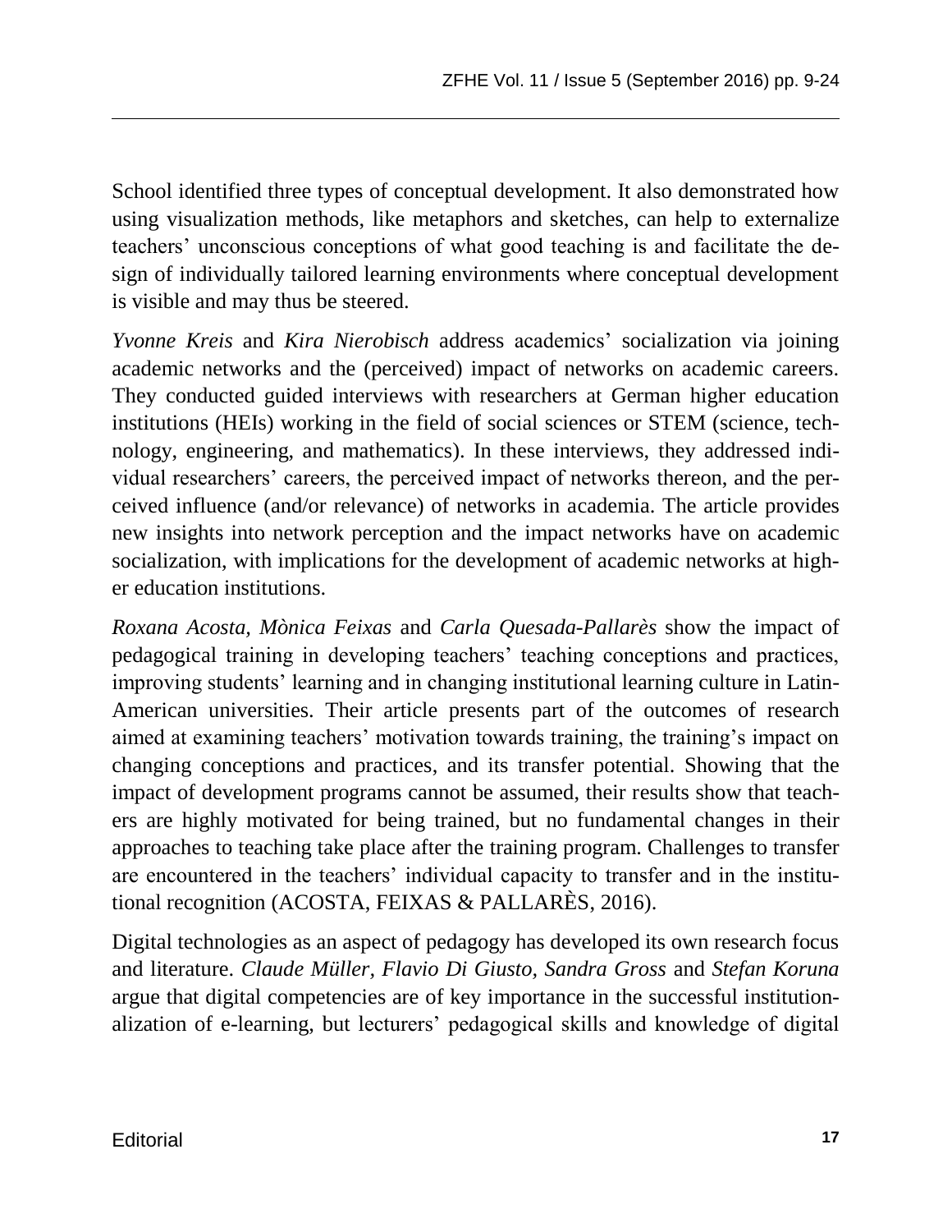School identified three types of conceptual development. It also demonstrated how using visualization methods, like metaphors and sketches, can help to externalize teachers' unconscious conceptions of what good teaching is and facilitate the design of individually tailored learning environments where conceptual development is visible and may thus be steered.

*Yvonne Kreis* and *Kira Nierobisch* address academics' socialization via joining academic networks and the (perceived) impact of networks on academic careers. They conducted guided interviews with researchers at German higher education institutions (HEIs) working in the field of social sciences or STEM (science, technology, engineering, and mathematics). In these interviews, they addressed individual researchers' careers, the perceived impact of networks thereon, and the perceived influence (and/or relevance) of networks in academia. The article provides new insights into network perception and the impact networks have on academic socialization, with implications for the development of academic networks at higher education institutions.

*Roxana Acosta, Mònica Feixas* and *Carla Quesada-Pallarès* show the impact of pedagogical training in developing teachers' teaching conceptions and practices, improving students' learning and in changing institutional learning culture in Latin-American universities. Their article presents part of the outcomes of research aimed at examining teachers' motivation towards training, the training's impact on changing conceptions and practices, and its transfer potential. Showing that the impact of development programs cannot be assumed, their results show that teachers are highly motivated for being trained, but no fundamental changes in their approaches to teaching take place after the training program. Challenges to transfer are encountered in the teachers' individual capacity to transfer and in the institutional recognition (ACOSTA, FEIXAS & PALLARÈS, 2016).

Digital technologies as an aspect of pedagogy has developed its own research focus and literature. *Claude Müller, Flavio Di Giusto, Sandra Gross* and *Stefan Koruna* argue that digital competencies are of key importance in the successful institutionalization of e-learning, but lecturers' pedagogical skills and knowledge of digital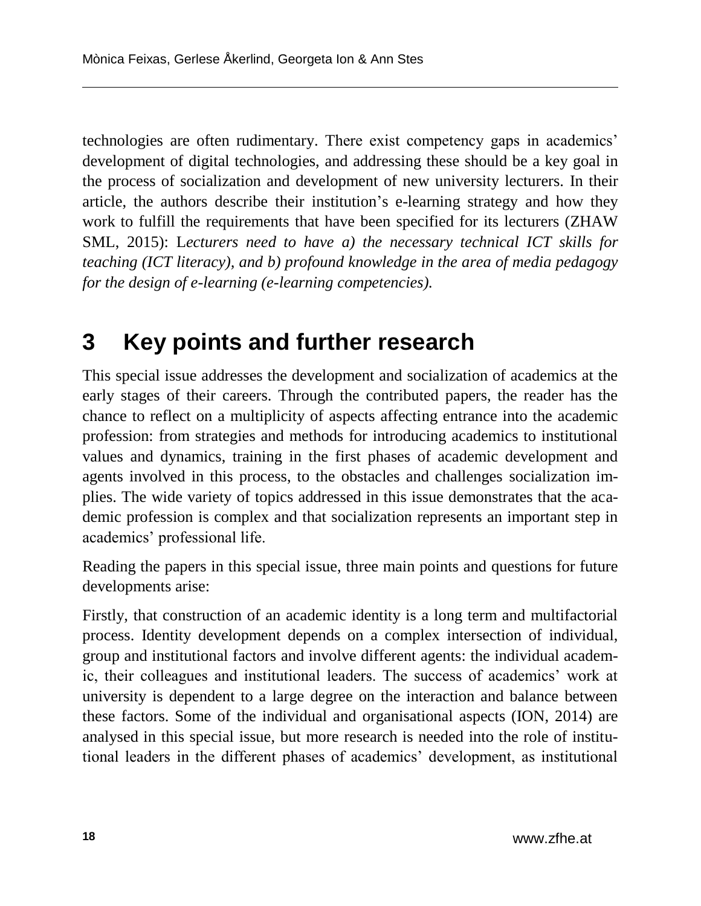technologies are often rudimentary. There exist competency gaps in academics' development of digital technologies, and addressing these should be a key goal in the process of socialization and development of new university lecturers. In their article, the authors describe their institution's e-learning strategy and how they work to fulfill the requirements that have been specified for its lecturers (ZHAW SML, 2015): L*ecturers need to have a) the necessary technical ICT skills for teaching (ICT literacy), and b) profound knowledge in the area of media pedagogy for the design of e-learning (e-learning competencies).*

## 3 Key points and further research

This special issue addresses the development and socialization of academics at the early stages of their careers. Through the contributed papers, the reader has the chance to reflect on a multiplicity of aspects affecting entrance into the academic profession: from strategies and methods for introducing academics to institutional values and dynamics, training in the first phases of academic development and agents involved in this process, to the obstacles and challenges socialization implies. The wide variety of topics addressed in this issue demonstrates that the academic profession is complex and that socialization represents an important step in academics' professional life.

Reading the papers in this special issue, three main points and questions for future developments arise:

Firstly, that construction of an academic identity is a long term and multifactorial process. Identity development depends on a complex intersection of individual, group and institutional factors and involve different agents: the individual academic, their colleagues and institutional leaders. The success of academics' work at university is dependent to a large degree on the interaction and balance between these factors. Some of the individual and organisational aspects (ION, 2014) are analysed in this special issue, but more research is needed into the role of institutional leaders in the different phases of academics' development, as institutional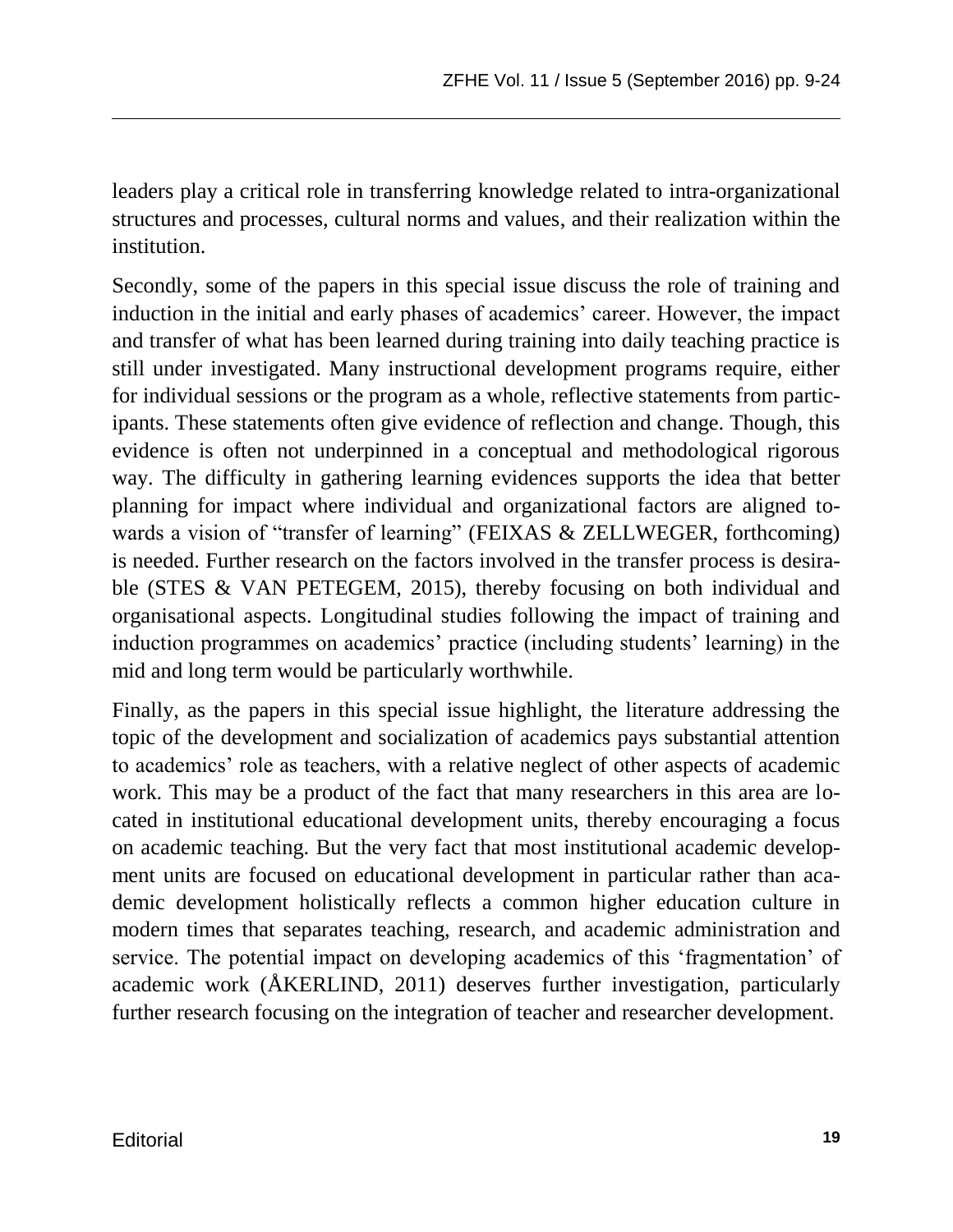leaders play a critical role in transferring knowledge related to intra-organizational structures and processes, cultural norms and values, and their realization within the institution.

Secondly, some of the papers in this special issue discuss the role of training and induction in the initial and early phases of academics' career. However, the impact and transfer of what has been learned during training into daily teaching practice is still under investigated. Many instructional development programs require, either for individual sessions or the program as a whole, reflective statements from participants. These statements often give evidence of reflection and change. Though, this evidence is often not underpinned in a conceptual and methodological rigorous way. The difficulty in gathering learning evidences supports the idea that better planning for impact where individual and organizational factors are aligned towards a vision of "transfer of learning" (FEIXAS & ZELLWEGER, forthcoming) is needed. Further research on the factors involved in the transfer process is desirable (STES & VAN PETEGEM, 2015), thereby focusing on both individual and organisational aspects. Longitudinal studies following the impact of training and induction programmes on academics' practice (including students' learning) in the mid and long term would be particularly worthwhile.

Finally, as the papers in this special issue highlight, the literature addressing the topic of the development and socialization of academics pays substantial attention to academics' role as teachers, with a relative neglect of other aspects of academic work. This may be a product of the fact that many researchers in this area are located in institutional educational development units, thereby encouraging a focus on academic teaching. But the very fact that most institutional academic development units are focused on educational development in particular rather than academic development holistically reflects a common higher education culture in modern times that separates teaching, research, and academic administration and service. The potential impact on developing academics of this 'fragmentation' of academic work (ÅKERLIND, 2011) deserves further investigation, particularly further research focusing on the integration of teacher and researcher development.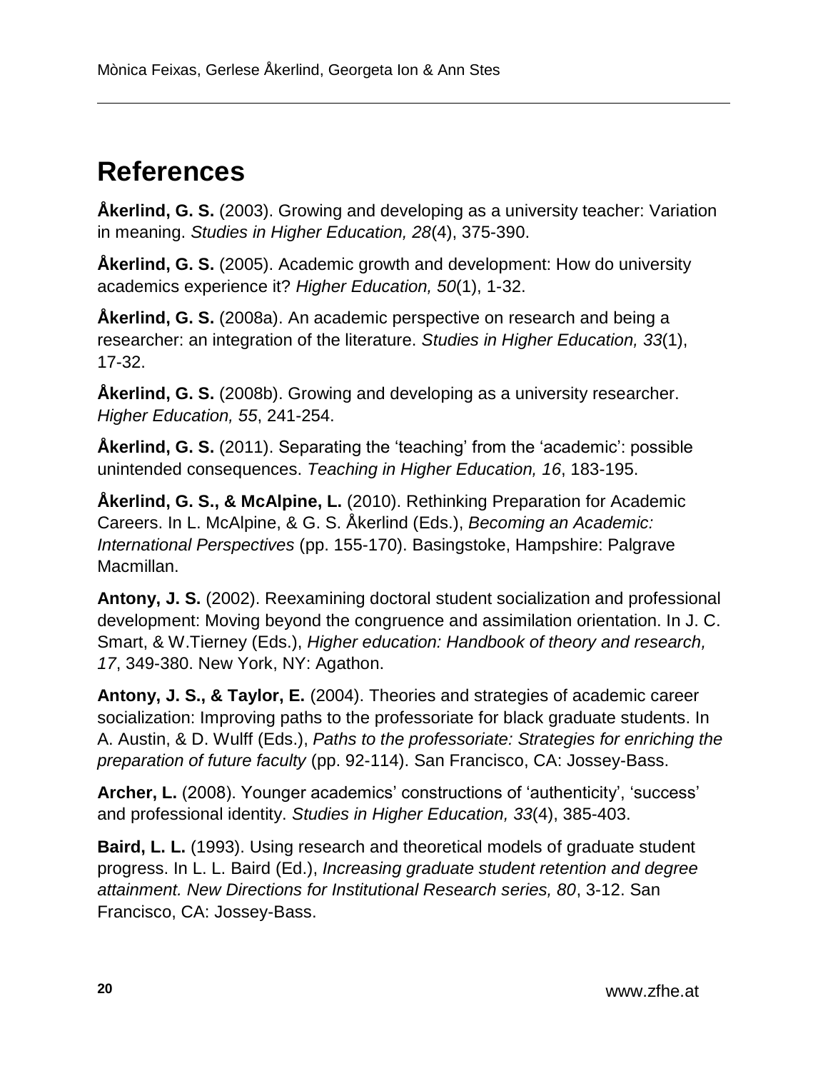## References

**Åkerlind, G. S.** (2003). Growing and developing as a university teacher: Variation in meaning. *Studies in Higher Education, 28*(4), 375-390.

**Åkerlind, G. S.** (2005). Academic growth and development: How do university academics experience it? *Higher Education, 50*(1), 1-32.

**Åkerlind, G. S.** (2008a). An academic perspective on research and being a researcher: an integration of the literature. *Studies in Higher Education, 33*(1), 17-32.

**Åkerlind, G. S.** (2008b). Growing and developing as a university researcher. *Higher Education, 55*, 241-254.

**Åkerlind, G. S.** (2011). Separating the 'teaching' from the 'academic': possible unintended consequences. *Teaching in Higher Education, 16*, 183-195.

**Åkerlind, G. S., & McAlpine, L.** (2010). Rethinking Preparation for Academic Careers. In L. McAlpine, & G. S. Åkerlind (Eds.), *Becoming an Academic: International Perspectives* (pp. 155-170). Basingstoke, Hampshire: Palgrave Macmillan.

**Antony, J. S.** (2002). Reexamining doctoral student socialization and professional development: Moving beyond the congruence and assimilation orientation. In J. C. Smart, & W.Tierney (Eds.), *Higher education: Handbook of theory and research, 17*, 349-380. New York, NY: Agathon.

**Antony, J. S., & Taylor, E.** (2004). Theories and strategies of academic career socialization: Improving paths to the professoriate for black graduate students. In A. Austin, & D. Wulff (Eds.), *Paths to the professoriate: Strategies for enriching the preparation of future faculty* (pp. 92-114). San Francisco, CA: Jossey-Bass.

**Archer, L.** (2008). Younger academics' constructions of 'authenticity', 'success' and professional identity. *Studies in Higher Education, 33*(4), 385-403.

**Baird, L. L.** (1993). Using research and theoretical models of graduate student progress. In L. L. Baird (Ed.), *Increasing graduate student retention and degree attainment. New Directions for Institutional Research series, 80*, 3-12. San Francisco, CA: Jossey-Bass.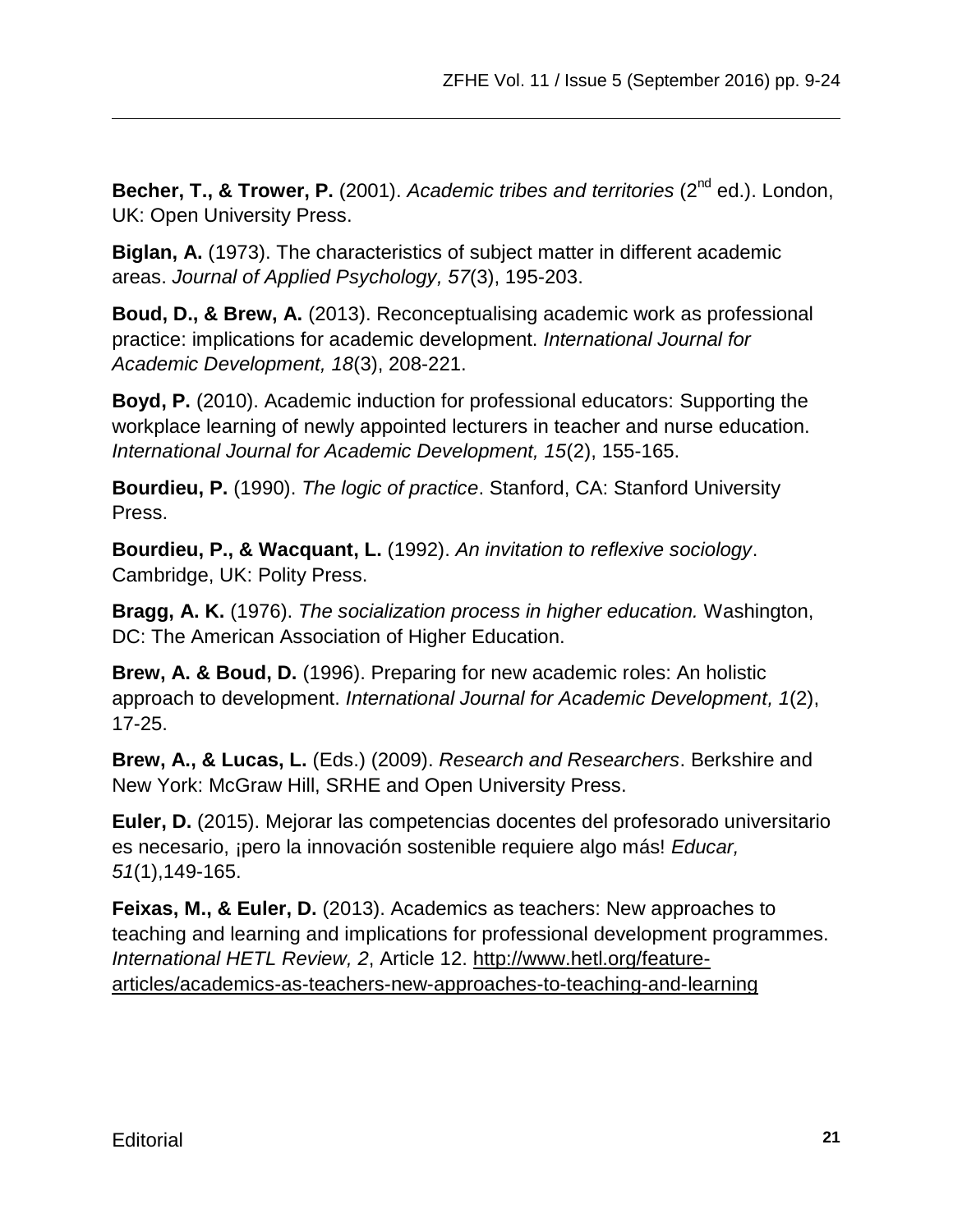**Becher, T., & Trower, P.** (2001). *Academic tribes and territories* (2nd ed.). London, UK: Open University Press.

**Biglan, A.** (1973). The characteristics of subject matter in different academic areas. *Journal of Applied Psychology, 57*(3), 195-203.

**Boud, D., & Brew, A.** (2013). Reconceptualising academic work as professional practice: implications for academic development. *International Journal for Academic Development, 18*(3), 208-221.

**Boyd, P.** (2010). Academic induction for professional educators: Supporting the workplace learning of newly appointed lecturers in teacher and nurse education. *International Journal for Academic Development, 15*(2), 155-165.

**Bourdieu, P.** (1990). *The logic of practice*. Stanford, CA: Stanford University Press.

**Bourdieu, P., & Wacquant, L.** (1992). *An invitation to reflexive sociology*. Cambridge, UK: Polity Press.

**Bragg, A. K.** (1976). *The socialization process in higher education.* Washington, DC: The American Association of Higher Education.

**Brew, A. & Boud, D.** (1996). Preparing for new academic roles: An holistic approach to development. *International Journal for Academic Development, 1*(2), 17-25.

**Brew, A., & Lucas, L.** (Eds.) (2009). *Research and Researchers*. Berkshire and New York: McGraw Hill, SRHE and Open University Press.

**Euler, D.** (2015). Mejorar las competencias docentes del profesorado universitario es necesario, ¡pero la innovación sostenible requiere algo más! *Educar, 51*(1),149-165.

**Feixas, M., & Euler, D.** (2013). Academics as teachers: New approaches to teaching and learning and implications for professional development programmes. *International HETL Review, 2*, Article 12. http://www.hetl.org/feature-articles/academics-as-teachers-new-approaches-to-teaching-and-learning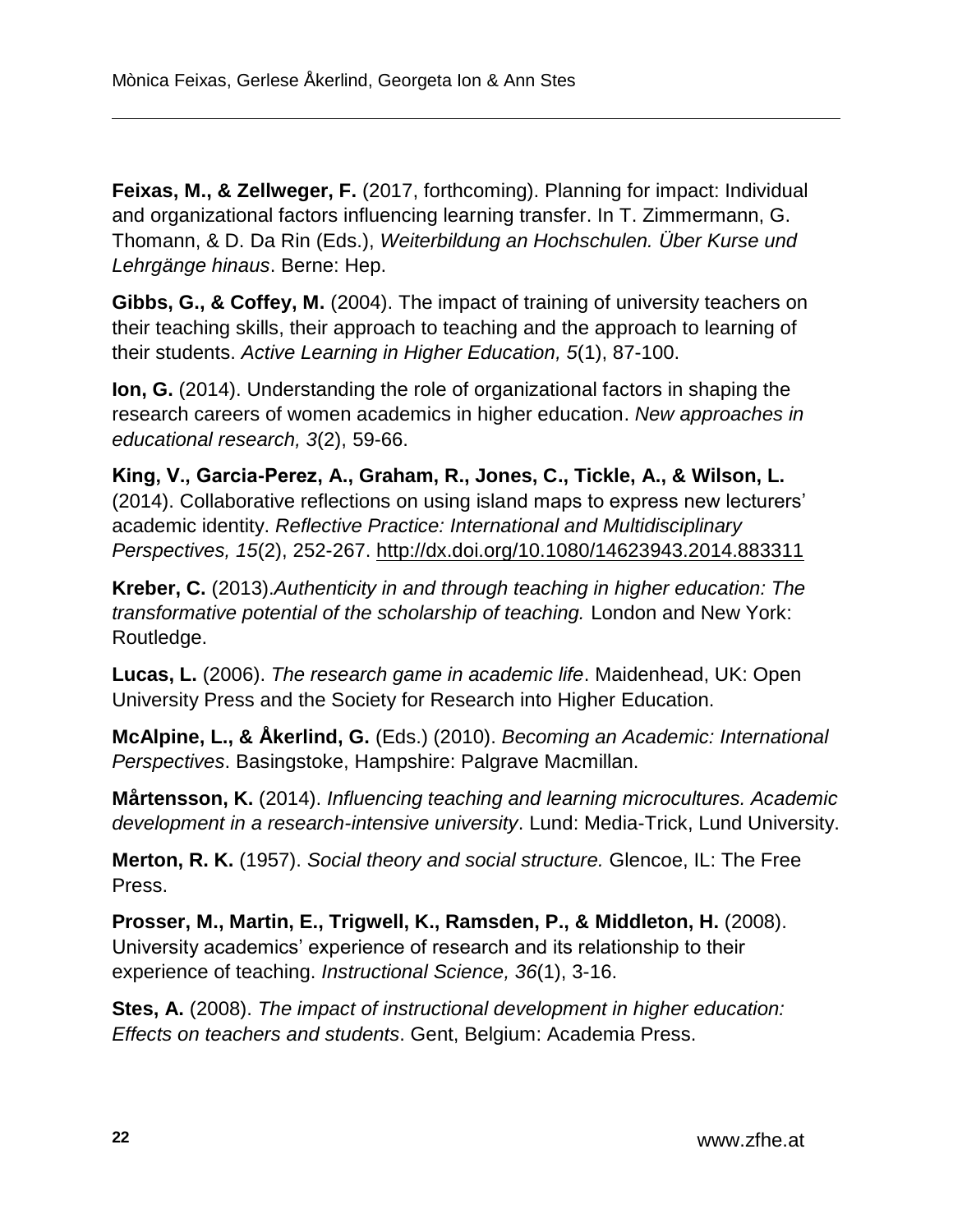**Feixas, M., & Zellweger, F.** (2017, forthcoming). Planning for impact: Individual and organizational factors influencing learning transfer. In T. Zimmermann, G. Thomann, & D. Da Rin (Eds.), *Weiterbildung an Hochschulen. Über Kurse und Lehrgänge hinaus*. Berne: Hep.

**Gibbs, G., & Coffey, M.** (2004). The impact of training of university teachers on their teaching skills, their approach to teaching and the approach to learning of their students. *Active Learning in Higher Education, 5*(1), 87-100.

**Ion, G.** (2014). Understanding the role of organizational factors in shaping the research careers of women academics in higher education. *New approaches in educational research, 3*(2), 59-66.

**King, V., Garcia-Perez, A., Graham, R., Jones, C., Tickle, A., & Wilson, L.** (2014). Collaborative reflections on using island maps to express new lecturers' academic identity. *Reflective Practice: International and Multidisciplinary Perspectives, 15*(2), 252-267. http://dx.doi.org/10.1080/14623943.2014.883311

**Kreber, C.** (2013).*Authenticity in and through teaching in higher education: The transformative potential of the scholarship of teaching.* London and New York: Routledge.

**Lucas, L.** (2006). *The research game in academic life*. Maidenhead, UK: Open University Press and the Society for Research into Higher Education.

**McAlpine, L., & Åkerlind, G.** (Eds.) (2010). *Becoming an Academic: International Perspectives*. Basingstoke, Hampshire: Palgrave Macmillan.

**Mårtensson, K.** (2014). *Influencing teaching and learning microcultures. Academic development in a research-intensive university*. Lund: Media-Trick, Lund University.

**Merton, R. K.** (1957). *Social theory and social structure.* Glencoe, IL: The Free Press.

**Prosser, M., Martin, E., Trigwell, K., Ramsden, P., & Middleton, H.** (2008). University academics' experience of research and its relationship to their experience of teaching. *Instructional Science, 36*(1), 3-16.

**Stes, A.** (2008). *The impact of instructional development in higher education: Effects on teachers and students*. Gent, Belgium: Academia Press.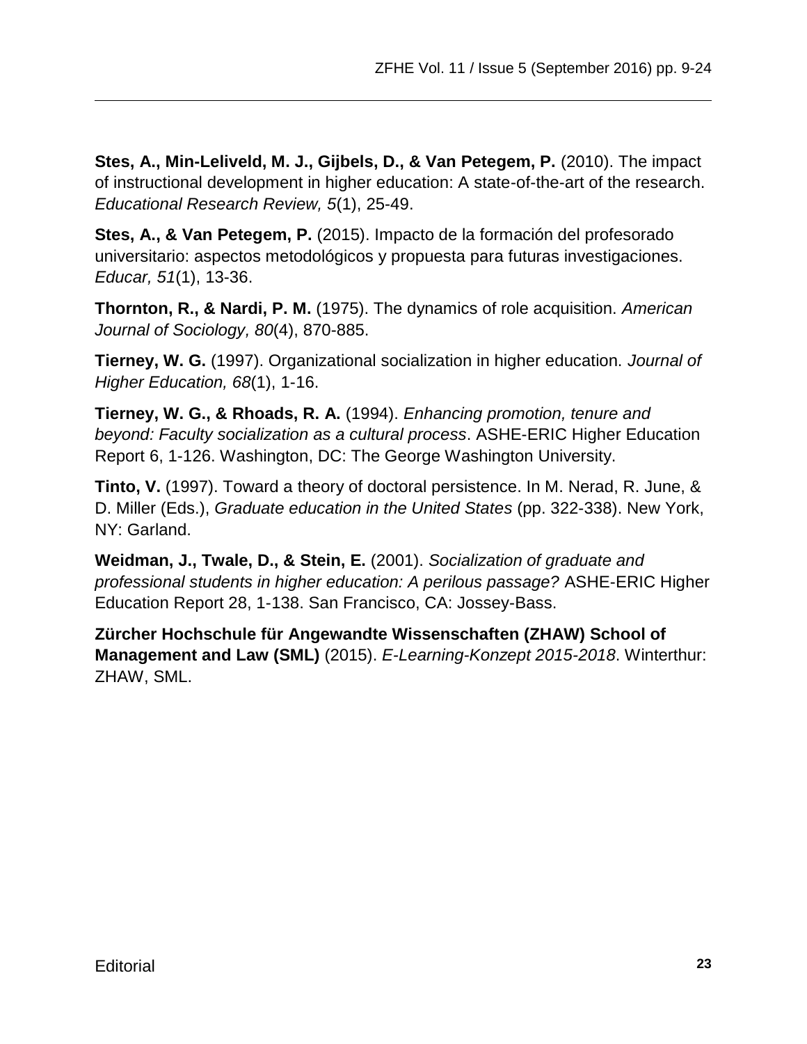**Stes, A., Min-Leliveld, M. J., Gijbels, D., & Van Petegem, P.** (2010). The impact of instructional development in higher education: A state-of-the-art of the research. *Educational Research Review, 5*(1), 25-49.

**Stes, A., & Van Petegem, P.** (2015). Impacto de la formación del profesorado universitario: aspectos metodológicos y propuesta para futuras investigaciones. *Educar, 51*(1), 13-36.

**Thornton, R., & Nardi, P. M.** (1975). The dynamics of role acquisition. *American Journal of Sociology, 80*(4), 870-885.

**Tierney, W. G.** (1997). Organizational socialization in higher education. *Journal of Higher Education, 68*(1), 1-16.

**Tierney, W. G., & Rhoads, R. A.** (1994). *Enhancing promotion, tenure and beyond: Faculty socialization as a cultural process*. ASHE-ERIC Higher Education Report 6, 1-126. Washington, DC: The George Washington University.

**Tinto, V.** (1997). Toward a theory of doctoral persistence. In M. Nerad, R. June, & D. Miller (Eds.), *Graduate education in the United States* (pp. 322-338). New York, NY: Garland.

**Weidman, J., Twale, D., & Stein, E.** (2001). *Socialization of graduate and professional students in higher education: A perilous passage?* ASHE-ERIC Higher Education Report 28, 1-138. San Francisco, CA: Jossey-Bass.

**Zürcher Hochschule für Angewandte Wissenschaften (ZHAW) School of Management and Law (SML)** (2015). *E-Learning-Konzept 2015-2018*. Winterthur: ZHAW, SML.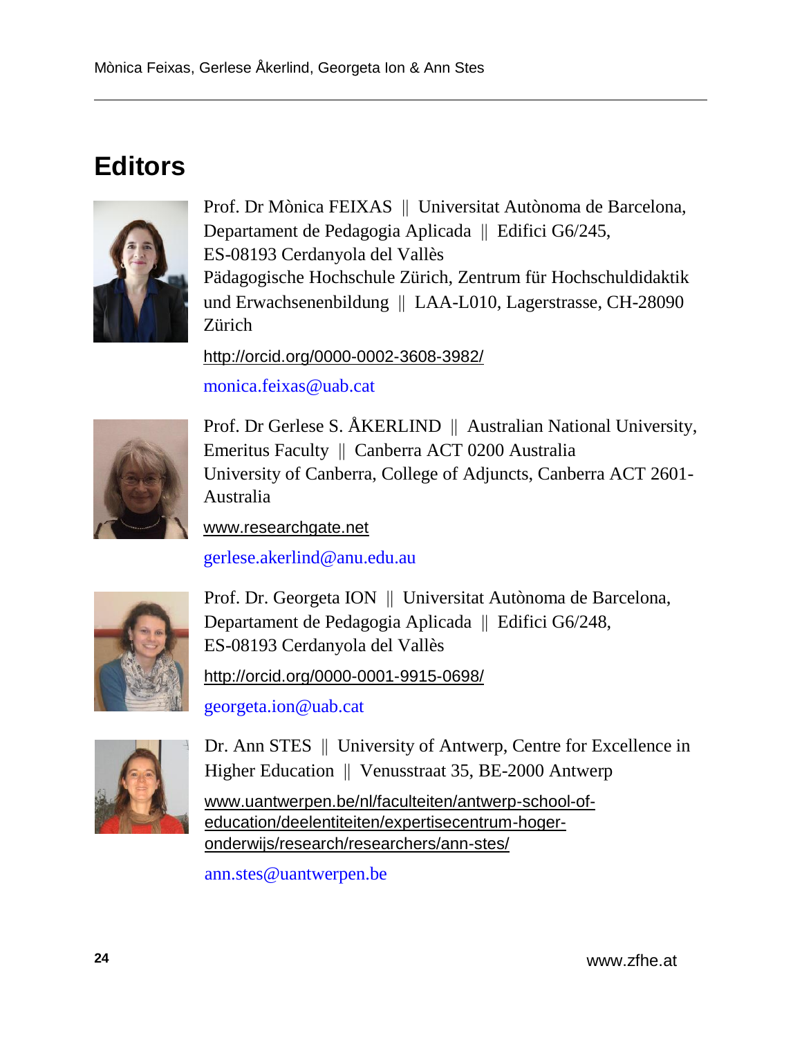## Editors

Prof. Dr Mònica FEIXAS || Universitat Autònoma de Barcelona, Departament de Pedagogia Aplicada || Edifici G6/245, ES-08193 Cerdanyola del Vallès
Pädagogische Hochschule Zürich, Zentrum für Hochschuldidaktik und Erwachsenenbildung || LAA-L010, Lagerstrasse, CH-28090 Zürich

http://orcid.org/0000-0002-3608-3982/

monica.feixas@uab.cat

Prof. Dr Gerlese S. ÅKERLIND || Australian National University, Emeritus Faculty || Canberra ACT 0200 Australia
University of Canberra, College of Adjuncts, Canberra ACT 2601-Australia

www.researchgate.net

gerlese.akerlind@anu.edu.au

Prof. Dr. Georgeta ION || Universitat Autònoma de Barcelona, Departament de Pedagogia Aplicada || Edifici G6/248, ES-08193 Cerdanyola del Vallès

http://orcid.org/0000-0001-9915-0698/

georgeta.ion@uab.cat

Dr. Ann STES || University of Antwerp, Centre for Excellence in Higher Education || Venusstraat 35, BE-2000 Antwerp

www.uantwerpen.be/nl/faculteiten/antwerp-school-of-education/deelentiteiten/expertisecentrum-hoger-onderwijs/research/researchers/ann-stes/

ann.stes@uantwerpen.be